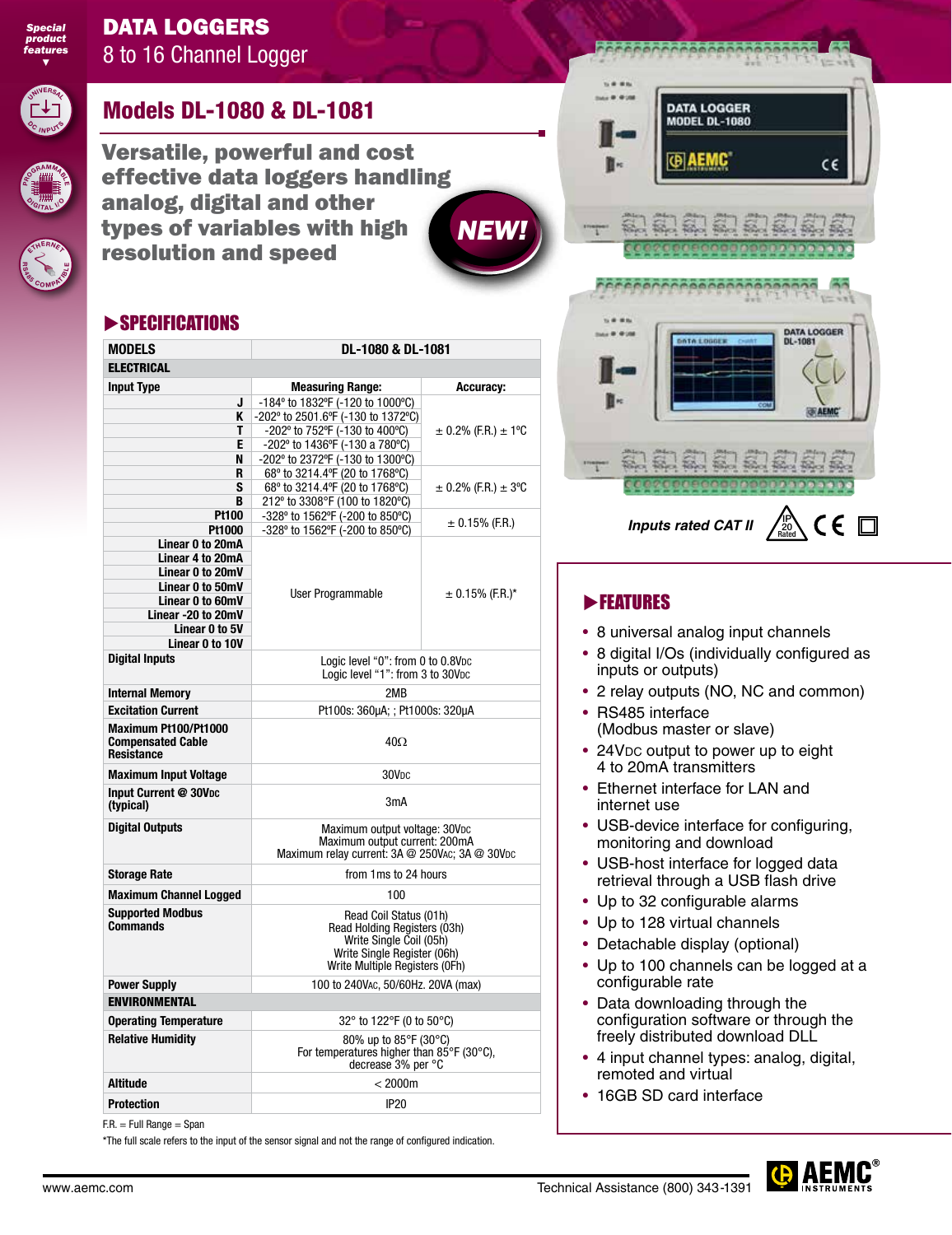Special product features

# DATA LOGGERS

8 to 16 Channel Logger

## Models DL-1080 & DL-1081

**Versatile, powerful and cost effective data loggers handling analog, digital and other types of variables with high resolution and speed**

NEW!

## ▶SPECIFICATIONS

| MODELS | DL-1080 & DL-1081 | |
|---|---|---|
| **ELECTRICAL** | | |
| **Input Type** | **Measuring Range:** | **Accuracy:** |
| **J** | -184° to 1832°F (-120 to 1000°C) | ± 0.2% (F.R.) ± 1°C |
| **K** | -202° to 2501.6°F (-130 to 1372°C) | |
| **T** | -202° to 752°F (-130 to 400°C) | |
| **E** | -202° to 1436°F (-130 a 780°C) | |
| **N** | -202° to 2372°F (-130 to 1300°C) | |
| **R** | 68° to 3214.4°F (20 to 1768°C) | ± 0.2% (F.R.) ± 3°C |
| **S** | 68° to 3214.4°F (20 to 1768°C) | |
| **B** | 212° to 3308°F (100 to 1820°C) | |
| **Pt100** | -328° to 1562°F (-200 to 850°C) | ± 0.15% (F.R.) |
| **Pt1000** | -328° to 1562°F (-200 to 850°C) | |
| **Linear 0 to 20mA** | User Programmable | ± 0.15% (F.R.)* |
| **Linear 4 to 20mA** | | |
| **Linear 0 to 20mV** | | |
| **Linear 0 to 50mV** | | |
| **Linear 0 to 60mV** | | |
| **Linear -20 to 20mV** | | |
| **Linear 0 to 5V** | | |
| **Linear 0 to 10V** | | |
| **Digital Inputs** | Logic level "0": from 0 to 0.8VDC<br>Logic level "1": from 3 to 30VDC | |
| **Internal Memory** | 2MB | |
| **Excitation Current** | Pt100s: 360μA; ; Pt1000s: 320μA | |
| **Maximum Pt100/Pt1000 Compensated Cable Resistance** | 40Ω | |
| **Maximum Input Voltage** | 30VDC | |
| **Input Current @ 30VDC (typical)** | 3mA | |
| **Digital Outputs** | Maximum output voltage: 30VDC<br>Maximum output current: 200mA<br>Maximum relay current: 3A @ 250VAC; 3A @ 30VDC | |
| **Storage Rate** | from 1ms to 24 hours | |
| **Maximum Channel Logged** | 100 | |
| **Supported Modbus Commands** | Read Coil Status (01h)<br>Read Holding Registers (03h)<br>Write Single Coil (05h)<br>Write Single Register (06h)<br>Write Multiple Registers (0Fh) | |
| **Power Supply** | 100 to 240VAC, 50/60Hz. 20VA (max) | |
| **ENVIRONMENTAL** | | |
| **Operating Temperature** | 32° to 122°F (0 to 50°C) | |
| **Relative Humidity** | 80% up to 85°F (30°C)<br>For temperatures higher than 85°F (30°C), decrease 3% per °C | |
| **Altitude** | < 2000m | |
| **Protection** | IP20 | |

F.R. = Full Range = Span

*The full scale refers to the input of the sensor signal and not the range of configured indication.

*Inputs rated CAT II*

## ▶FEATURES

- 8 universal analog input channels
- 8 digital I/Os (individually configured as inputs or outputs)
- 2 relay outputs (NO, NC and common)
- RS485 interface (Modbus master or slave)
- 24VDC output to power up to eight 4 to 20mA transmitters
- Ethernet interface for LAN and internet use
- USB-device interface for configuring, monitoring and download
- USB-host interface for logged data retrieval through a USB flash drive
- Up to 32 configurable alarms
- Up to 128 virtual channels
- Detachable display (optional)
- Up to 100 channels can be logged at a configurable rate
- Data downloading through the configuration software or through the freely distributed download DLL
- 4 input channel types: analog, digital, remoted and virtual
- 16GB SD card interface

www.aemc.com Technical Assistance (800) 343-1391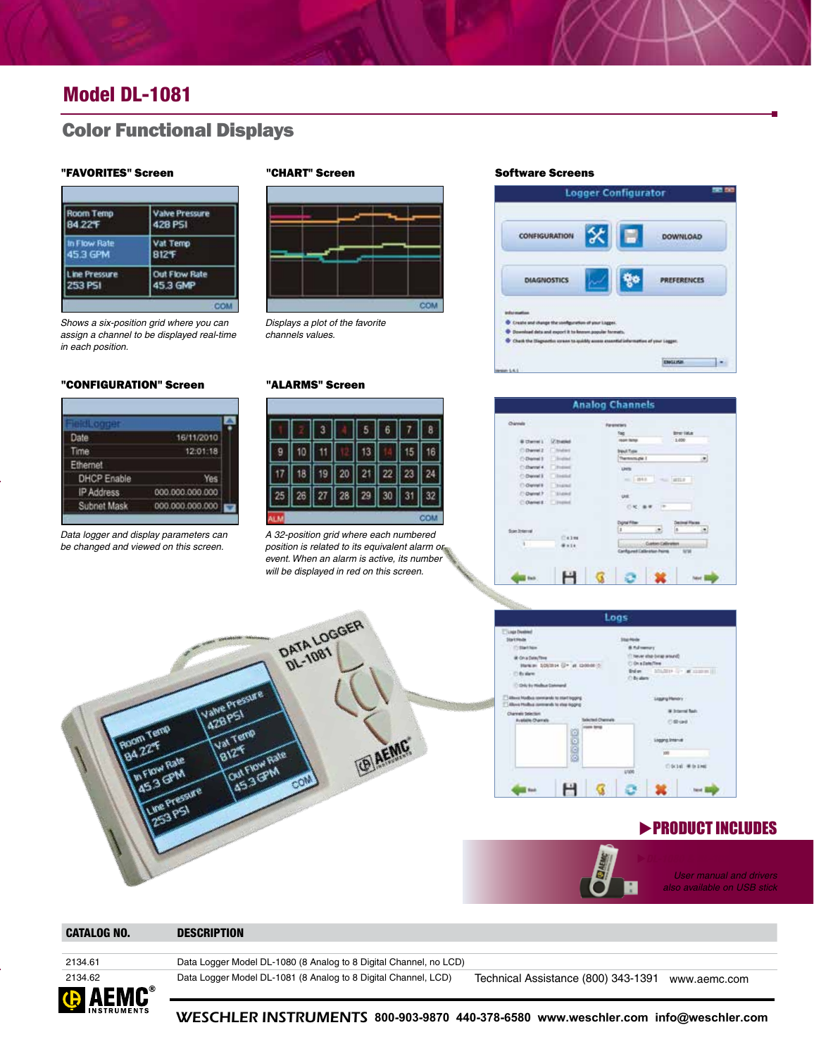# Model DL-1081

## Color Functional Displays

### "FAVORITES" Screen

*Shows a six-position grid where you can assign a channel to be displayed real-time in each position.*

### "CHART" Screen

*Displays a plot of the favorite channels values.*

### Software Screens

### "CONFIGURATION" Screen

*Data logger and display parameters can be changed and viewed on this screen.*

### "ALARMS" Screen

*A 32-position grid where each numbered position is related to its equivalent alarm or event. When an alarm is active, its number will be displayed in red on this screen.*

### ▶PRODUCT INCLUDES

*User manual and drivers also available on USB stick*

| CATALOG NO. | DESCRIPTION |
|---|---|
| 2134.61 | Data Logger Model DL-1080 (8 Analog to 8 Digital Channel, no LCD) |
| 2134.62 | Data Logger Model DL-1081 (8 Analog to 8 Digital Channel, LCD) |

Technical Assistance (800) 343-1391 www.aemc.com

WESCHLER INSTRUMENTS 800-903-9870 440-378-6580 www.weschler.com info@weschler.com